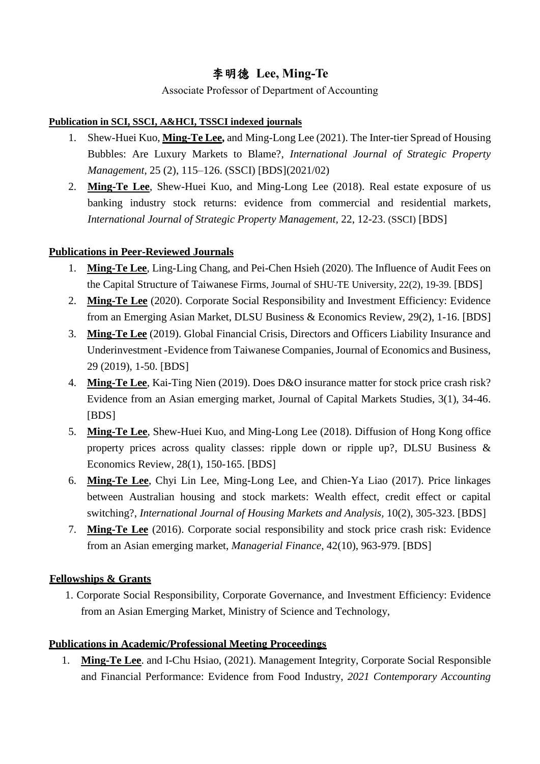# 李明德 Lee, Ming-Te

Associate Professor of Department of Accounting

**Publication in SCI, SSCI, A&HCI, TSSCI indexed journals**

1. Shew-Huei Kuo, **Ming-Te Lee,** and Ming-Long Lee (2021). The Inter-tier Spread of Housing Bubbles: Are Luxury Markets to Blame?, *International Journal of Strategic Property Management*, 25 (2), 115–126. (SSCI) [BDS](2021/02)
2. **Ming-Te Lee**, Shew-Huei Kuo, and Ming-Long Lee (2018). Real estate exposure of us banking industry stock returns: evidence from commercial and residential markets, *International Journal of Strategic Property Management*, 22, 12-23. (SSCI) [BDS]

**Publications in Peer-Reviewed Journals**

1. **Ming-Te Lee**, Ling-Ling Chang, and Pei-Chen Hsieh (2020). The Influence of Audit Fees on the Capital Structure of Taiwanese Firms, Journal of SHU-TE University, 22(2), 19-39. [BDS]
2. **Ming-Te Lee** (2020). Corporate Social Responsibility and Investment Efficiency: Evidence from an Emerging Asian Market, DLSU Business & Economics Review, 29(2), 1-16. [BDS]
3. **Ming-Te Lee** (2019). Global Financial Crisis, Directors and Officers Liability Insurance and Underinvestment -Evidence from Taiwanese Companies, Journal of Economics and Business, 29 (2019), 1-50. [BDS]
4. **Ming-Te Lee**, Kai-Ting Nien (2019). Does D&O insurance matter for stock price crash risk? Evidence from an Asian emerging market, Journal of Capital Markets Studies, 3(1), 34-46. [BDS]
5. **Ming-Te Lee**, Shew-Huei Kuo, and Ming-Long Lee (2018). Diffusion of Hong Kong office property prices across quality classes: ripple down or ripple up?, DLSU Business & Economics Review, 28(1), 150-165. [BDS]
6. **Ming-Te Lee**, Chyi Lin Lee, Ming-Long Lee, and Chien-Ya Liao (2017). Price linkages between Australian housing and stock markets: Wealth effect, credit effect or capital switching?, *International Journal of Housing Markets and Analysis*, 10(2), 305-323. [BDS]
7. **Ming-Te Lee** (2016). Corporate social responsibility and stock price crash risk: Evidence from an Asian emerging market, *Managerial Finance*, 42(10), 963-979. [BDS]

**Fellowships & Grants**

1. Corporate Social Responsibility, Corporate Governance, and Investment Efficiency: Evidence from an Asian Emerging Market, Ministry of Science and Technology,

**Publications in Academic/Professional Meeting Proceedings**

1. **Ming-Te Lee**. and I-Chu Hsiao, (2021). Management Integrity, Corporate Social Responsible and Financial Performance: Evidence from Food Industry, *2021 Contemporary Accounting*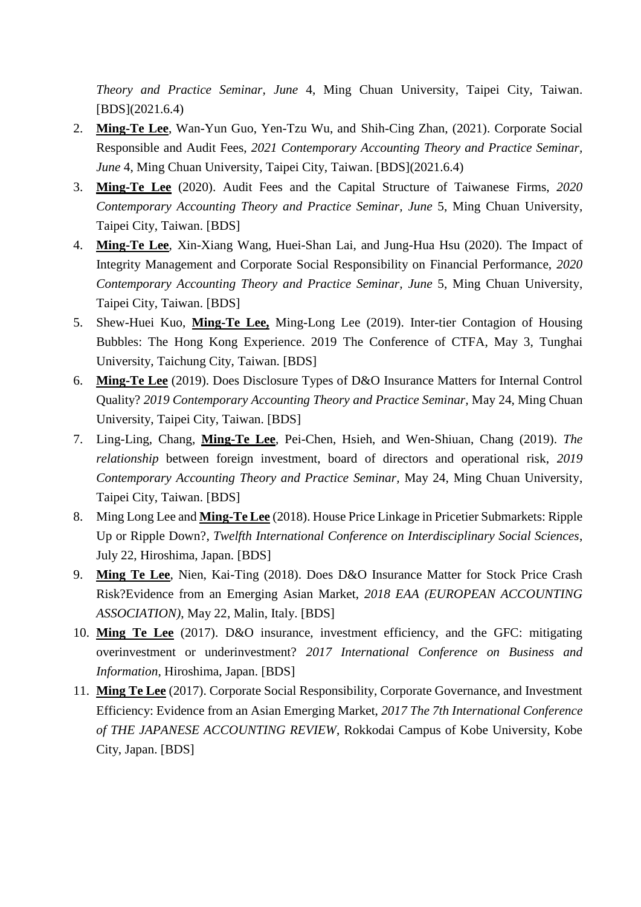*Theory and Practice Seminar, June* 4, Ming Chuan University, Taipei City, Taiwan. [BDS](2021.6.4)

2. **Ming-Te Lee**, Wan-Yun Guo, Yen-Tzu Wu, and Shih-Cing Zhan, (2021). Corporate Social Responsible and Audit Fees, *2021 Contemporary Accounting Theory and Practice Seminar, June* 4, Ming Chuan University, Taipei City, Taiwan. [BDS](2021.6.4)
3. **Ming-Te Lee** (2020). Audit Fees and the Capital Structure of Taiwanese Firms, *2020 Contemporary Accounting Theory and Practice Seminar, June* 5, Ming Chuan University, Taipei City, Taiwan. [BDS]
4. **Ming-Te Lee**, Xin-Xiang Wang, Huei-Shan Lai, and Jung-Hua Hsu (2020). The Impact of Integrity Management and Corporate Social Responsibility on Financial Performance, *2020 Contemporary Accounting Theory and Practice Seminar, June* 5, Ming Chuan University, Taipei City, Taiwan. [BDS]
5. Shew-Huei Kuo, **Ming-Te Lee,** Ming-Long Lee (2019). Inter-tier Contagion of Housing Bubbles: The Hong Kong Experience. 2019 The Conference of CTFA, May 3, Tunghai University, Taichung City, Taiwan. [BDS]
6. **Ming-Te Lee** (2019). Does Disclosure Types of D&O Insurance Matters for Internal Control Quality? *2019 Contemporary Accounting Theory and Practice Seminar*, May 24, Ming Chuan University, Taipei City, Taiwan. [BDS]
7. Ling-Ling, Chang, **Ming-Te Lee**, Pei-Chen, Hsieh, and Wen-Shiuan, Chang (2019). *The relationship* between foreign investment, board of directors and operational risk, *2019 Contemporary Accounting Theory and Practice Seminar*, May 24, Ming Chuan University, Taipei City, Taiwan. [BDS]
8. Ming Long Lee and **Ming-Te Lee** (2018). House Price Linkage in Pricetier Submarkets: Ripple Up or Ripple Down?, *Twelfth International Conference on Interdisciplinary Social Sciences*, July 22, Hiroshima, Japan. [BDS]
9. **Ming Te Lee**, Nien, Kai-Ting (2018). Does D&O Insurance Matter for Stock Price Crash Risk?Evidence from an Emerging Asian Market, *2018 EAA (EUROPEAN ACCOUNTING ASSOCIATION)*, May 22, Malin, Italy. [BDS]
10. **Ming Te Lee** (2017). D&O insurance, investment efficiency, and the GFC: mitigating overinvestment or underinvestment? *2017 International Conference on Business and Information*, Hiroshima, Japan. [BDS]
11. **Ming Te Lee** (2017). Corporate Social Responsibility, Corporate Governance, and Investment Efficiency: Evidence from an Asian Emerging Market, *2017 The 7th International Conference of THE JAPANESE ACCOUNTING REVIEW*, Rokkodai Campus of Kobe University, Kobe City, Japan. [BDS]